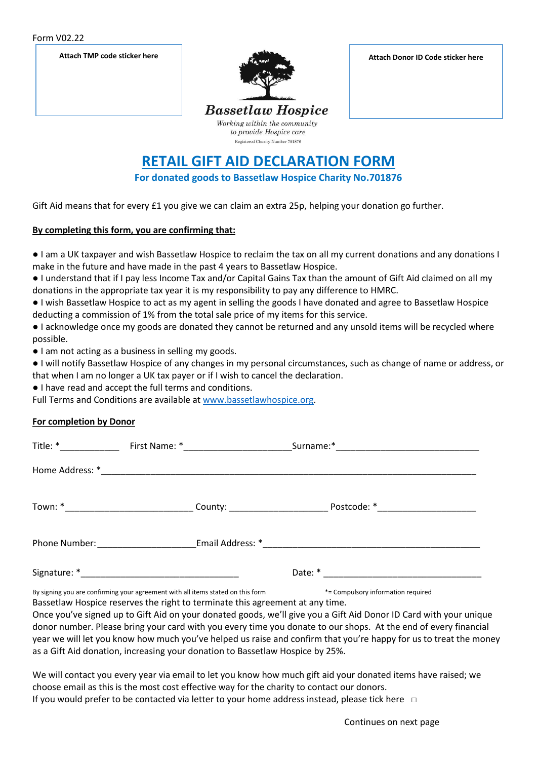Form V02.22

Attach TMP code sticker here

**Bassetlaw Hospice**

*Working within the community to provide Hospice care*

Registered Charity Number 701876

Attach Donor ID Code sticker here

# RETAIL GIFT AID DECLARATION FORM

**For donated goods to Bassetlaw Hospice Charity No.701876**

Gift Aid means that for every £1 you give we can claim an extra 25p, helping your donation go further.

**By completing this form, you are confirming that:**

- I am a UK taxpayer and wish Bassetlaw Hospice to reclaim the tax on all my current donations and any donations I make in the future and have made in the past 4 years to Bassetlaw Hospice.
- I understand that if I pay less Income Tax and/or Capital Gains Tax than the amount of Gift Aid claimed on all my donations in the appropriate tax year it is my responsibility to pay any difference to HMRC.
- I wish Bassetlaw Hospice to act as my agent in selling the goods I have donated and agree to Bassetlaw Hospice deducting a commission of 1% from the total sale price of my items for this service.
- I acknowledge once my goods are donated they cannot be returned and any unsold items will be recycled where possible.
- I am not acting as a business in selling my goods.
- I will notify Bassetlaw Hospice of any changes in my personal circumstances, such as change of name or address, or that when I am no longer a UK tax payer or if I wish to cancel the declaration.
- I have read and accept the full terms and conditions.

Full Terms and Conditions are available at www.bassetlawhospice.org.

**For completion by Donor**

Title: *____________ First Name: *_____________________ Surname:*_____________________________

Home Address: *_____________________________________________________________________________

Town: *__________________________ County: ____________________ Postcode: *____________________

Phone Number: ____________________ Email Address: *____________________________________________

Signature: *________________________________ Date: *_________________________________

By signing you are confirming your agreement with all items stated on this form *= Compulsory information required

Bassetlaw Hospice reserves the right to terminate this agreement at any time.

Once you've signed up to Gift Aid on your donated goods, we'll give you a Gift Aid Donor ID Card with your unique donor number. Please bring your card with you every time you donate to our shops. At the end of every financial year we will let you know how much you've helped us raise and confirm that you're happy for us to treat the money as a Gift Aid donation, increasing your donation to Bassetlaw Hospice by 25%.

We will contact you every year via email to let you know how much gift aid your donated items have raised; we choose email as this is the most cost effective way for the charity to contact our donors.

If you would prefer to be contacted via letter to your home address instead, please tick here □

Continues on next page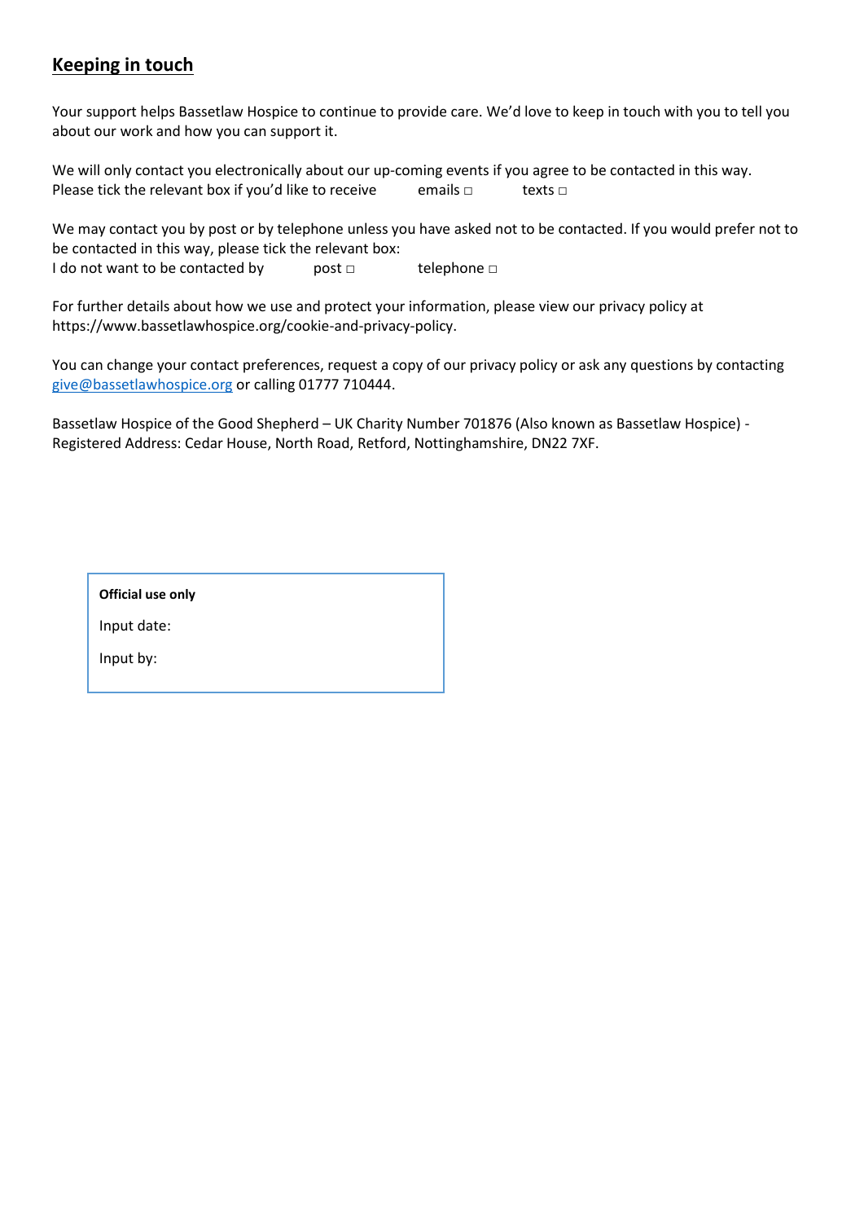## Keeping in touch

Your support helps Bassetlaw Hospice to continue to provide care. We'd love to keep in touch with you to tell you about our work and how you can support it.

We will only contact you electronically about our up-coming events if you agree to be contacted in this way.
Please tick the relevant box if you'd like to receive emails □ texts □

We may contact you by post or by telephone unless you have asked not to be contacted. If you would prefer not to be contacted in this way, please tick the relevant box:
I do not want to be contacted by post □ telephone □

For further details about how we use and protect your information, please view our privacy policy at https://www.bassetlawhospice.org/cookie-and-privacy-policy.

You can change your contact preferences, request a copy of our privacy policy or ask any questions by contacting give@bassetlawhospice.org or calling 01777 710444.

Bassetlaw Hospice of the Good Shepherd – UK Charity Number 701876 (Also known as Bassetlaw Hospice) - Registered Address: Cedar House, North Road, Retford, Nottinghamshire, DN22 7XF.

**Official use only**

Input date:

Input by: